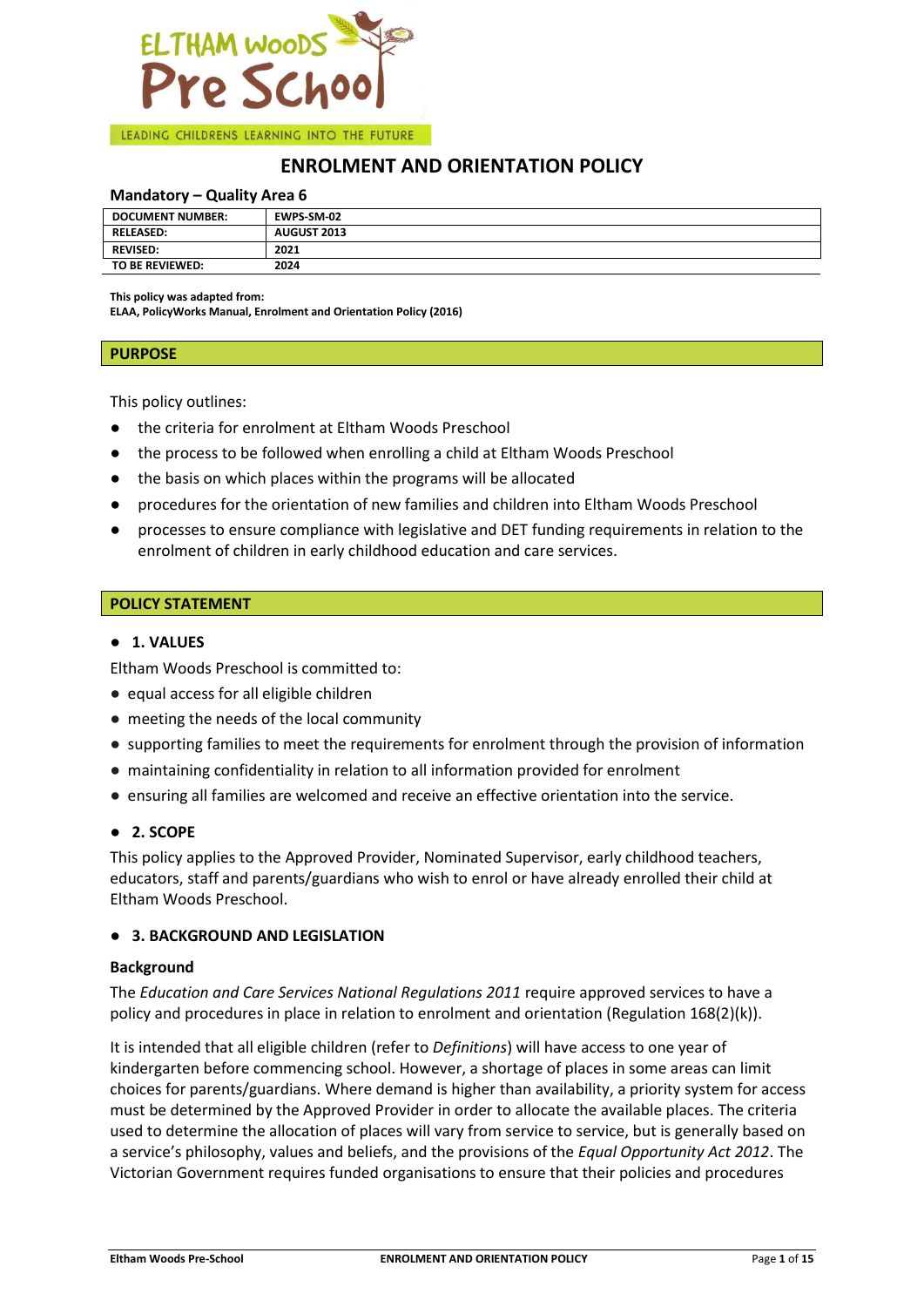ELTHAM WOODS Pre School

LEADING CHILDRENS LEARNING INTO THE FUTURE

# ENROLMENT AND ORIENTATION POLICY

**Mandatory – Quality Area 6**

| DOCUMENT NUMBER: | EWPS-SM-02 |
|---|---|
| RELEASED: | AUGUST 2013 |
| REVISED: | 2021 |
| TO BE REVIEWED: | 2024 |

**This policy was adapted from:**
**ELAA, PolicyWorks Manual, Enrolment and Orientation Policy (2016)**

## PURPOSE

This policy outlines:

- the criteria for enrolment at Eltham Woods Preschool
- the process to be followed when enrolling a child at Eltham Woods Preschool
- the basis on which places within the programs will be allocated
- procedures for the orientation of new families and children into Eltham Woods Preschool
- processes to ensure compliance with legislative and DET funding requirements in relation to the enrolment of children in early childhood education and care services.

## POLICY STATEMENT

### 1. VALUES

Eltham Woods Preschool is committed to:

- equal access for all eligible children
- meeting the needs of the local community
- supporting families to meet the requirements for enrolment through the provision of information
- maintaining confidentiality in relation to all information provided for enrolment
- ensuring all families are welcomed and receive an effective orientation into the service.

### 2. SCOPE

This policy applies to the Approved Provider, Nominated Supervisor, early childhood teachers, educators, staff and parents/guardians who wish to enrol or have already enrolled their child at Eltham Woods Preschool.

### 3. BACKGROUND AND LEGISLATION

**Background**

The *Education and Care Services National Regulations 2011* require approved services to have a policy and procedures in place in relation to enrolment and orientation (Regulation 168(2)(k)).

It is intended that all eligible children (refer to *Definitions*) will have access to one year of kindergarten before commencing school. However, a shortage of places in some areas can limit choices for parents/guardians. Where demand is higher than availability, a priority system for access must be determined by the Approved Provider in order to allocate the available places. The criteria used to determine the allocation of places will vary from service to service, but is generally based on a service's philosophy, values and beliefs, and the provisions of the *Equal Opportunity Act 2012*. The Victorian Government requires funded organisations to ensure that their policies and procedures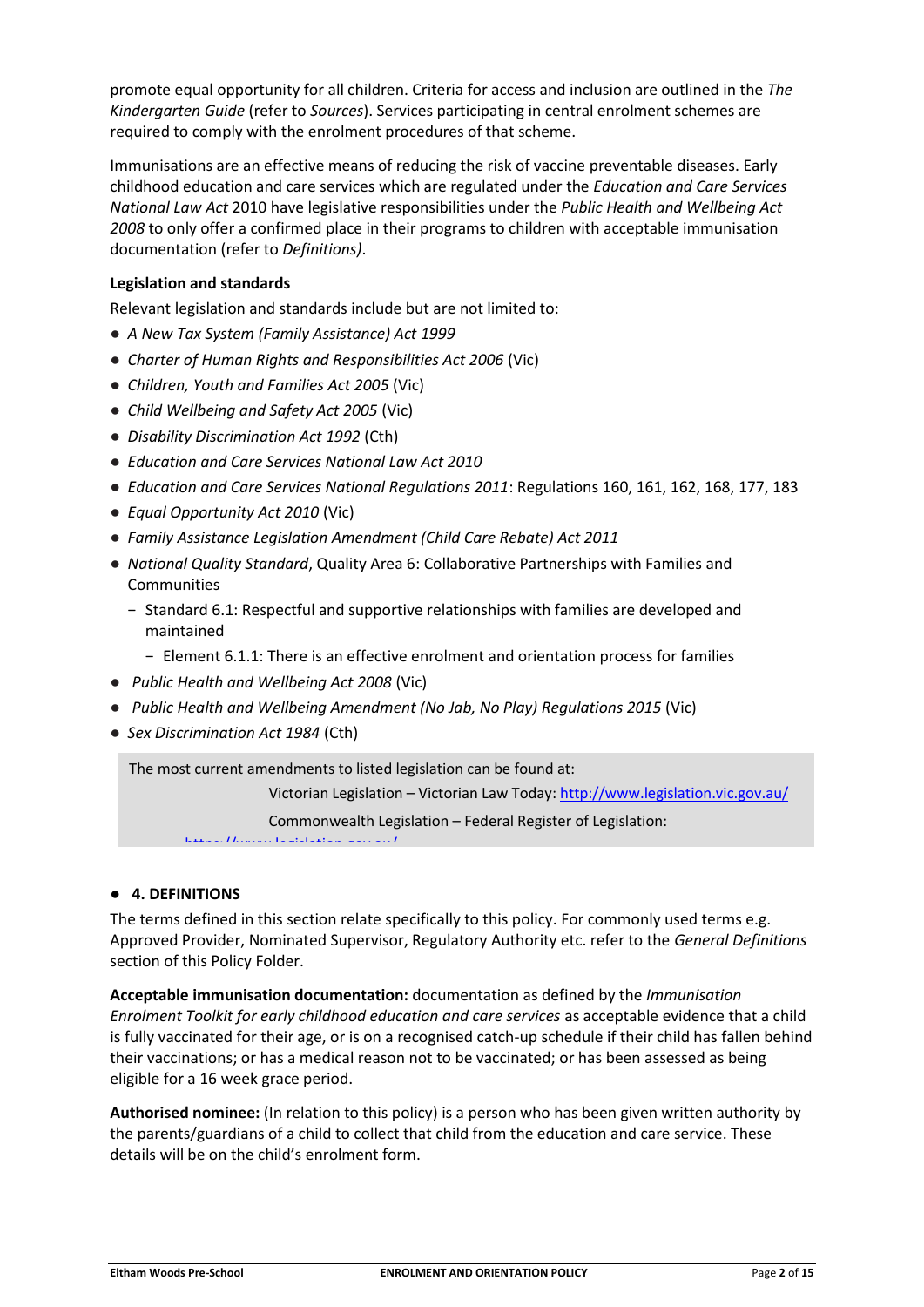promote equal opportunity for all children. Criteria for access and inclusion are outlined in the *The Kindergarten Guide* (refer to *Sources*). Services participating in central enrolment schemes are required to comply with the enrolment procedures of that scheme.

Immunisations are an effective means of reducing the risk of vaccine preventable diseases. Early childhood education and care services which are regulated under the *Education and Care Services National Law Act* 2010 have legislative responsibilities under the *Public Health and Wellbeing Act 2008* to only offer a confirmed place in their programs to children with acceptable immunisation documentation (refer to *Definitions)*.

**Legislation and standards**

Relevant legislation and standards include but are not limited to:

- *A New Tax System (Family Assistance) Act 1999*
- *Charter of Human Rights and Responsibilities Act 2006* (Vic)
- *Children, Youth and Families Act 2005* (Vic)
- *Child Wellbeing and Safety Act 2005* (Vic)
- *Disability Discrimination Act 1992* (Cth)
- *Education and Care Services National Law Act 2010*
- *Education and Care Services National Regulations 2011*: Regulations 160, 161, 162, 168, 177, 183
- *Equal Opportunity Act 2010* (Vic)
- *Family Assistance Legislation Amendment (Child Care Rebate) Act 2011*
- *National Quality Standard*, Quality Area 6: Collaborative Partnerships with Families and Communities
  - Standard 6.1: Respectful and supportive relationships with families are developed and maintained
    - Element 6.1.1: There is an effective enrolment and orientation process for families
- *Public Health and Wellbeing Act 2008* (Vic)
- *Public Health and Wellbeing Amendment (No Jab, No Play) Regulations 2015* (Vic)
- *Sex Discrimination Act 1984* (Cth)

> The most current amendments to listed legislation can be found at:
>
> Victorian Legislation – Victorian Law Today: http://www.legislation.vic.gov.au/
>
> Commonwealth Legislation – Federal Register of Legislation: https://www.legislation.gov.au/

## 4. DEFINITIONS

The terms defined in this section relate specifically to this policy. For commonly used terms e.g. Approved Provider, Nominated Supervisor, Regulatory Authority etc. refer to the *General Definitions* section of this Policy Folder.

**Acceptable immunisation documentation:** documentation as defined by the *Immunisation Enrolment Toolkit for early childhood education and care services* as acceptable evidence that a child is fully vaccinated for their age, or is on a recognised catch-up schedule if their child has fallen behind their vaccinations; or has a medical reason not to be vaccinated; or has been assessed as being eligible for a 16 week grace period.

**Authorised nominee:** (In relation to this policy) is a person who has been given written authority by the parents/guardians of a child to collect that child from the education and care service. These details will be on the child's enrolment form.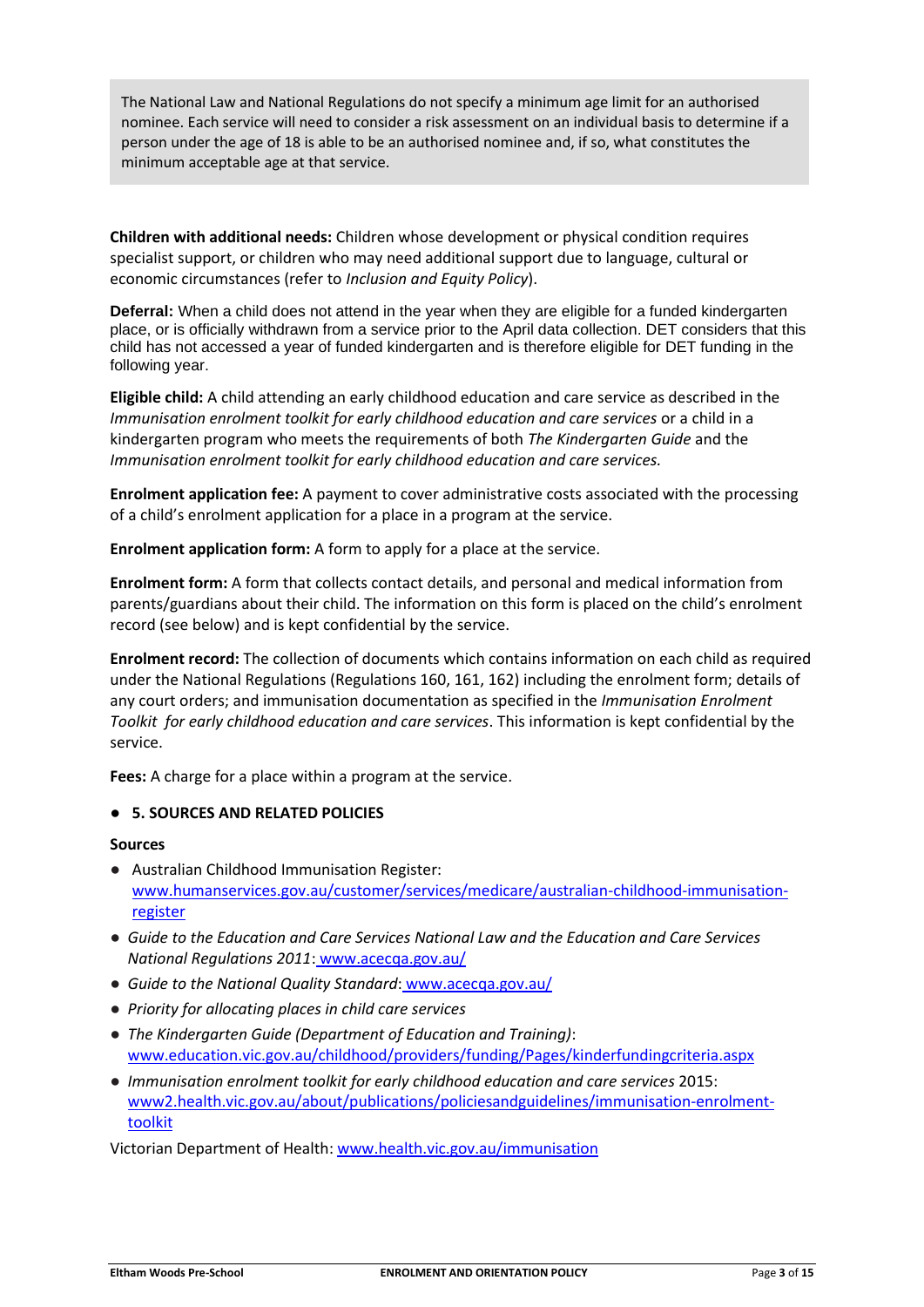The National Law and National Regulations do not specify a minimum age limit for an authorised nominee. Each service will need to consider a risk assessment on an individual basis to determine if a person under the age of 18 is able to be an authorised nominee and, if so, what constitutes the minimum acceptable age at that service.

**Children with additional needs:** Children whose development or physical condition requires specialist support, or children who may need additional support due to language, cultural or economic circumstances (refer to *Inclusion and Equity Policy*).

**Deferral:** When a child does not attend in the year when they are eligible for a funded kindergarten place, or is officially withdrawn from a service prior to the April data collection. DET considers that this child has not accessed a year of funded kindergarten and is therefore eligible for DET funding in the following year.

**Eligible child:** A child attending an early childhood education and care service as described in the *Immunisation enrolment toolkit for early childhood education and care services* or a child in a kindergarten program who meets the requirements of both *The Kindergarten Guide* and the *Immunisation enrolment toolkit for early childhood education and care services.*

**Enrolment application fee:** A payment to cover administrative costs associated with the processing of a child's enrolment application for a place in a program at the service.

**Enrolment application form:** A form to apply for a place at the service.

**Enrolment form:** A form that collects contact details, and personal and medical information from parents/guardians about their child. The information on this form is placed on the child's enrolment record (see below) and is kept confidential by the service.

**Enrolment record:** The collection of documents which contains information on each child as required under the National Regulations (Regulations 160, 161, 162) including the enrolment form; details of any court orders; and immunisation documentation as specified in the *Immunisation Enrolment Toolkit for early childhood education and care services*. This information is kept confidential by the service.

**Fees:** A charge for a place within a program at the service.

## 5. SOURCES AND RELATED POLICIES

**Sources**

- Australian Childhood Immunisation Register: www.humanservices.gov.au/customer/services/medicare/australian-childhood-immunisation-register
- *Guide to the Education and Care Services National Law and the Education and Care Services National Regulations 2011*: www.acecqa.gov.au/
- *Guide to the National Quality Standard*: www.acecqa.gov.au/
- *Priority for allocating places in child care services*
- *The Kindergarten Guide (Department of Education and Training)*: www.education.vic.gov.au/childhood/providers/funding/Pages/kinderfundingcriteria.aspx
- *Immunisation enrolment toolkit for early childhood education and care services* 2015: www2.health.vic.gov.au/about/publications/policiesandguidelines/immunisation-enrolment-toolkit

Victorian Department of Health: www.health.vic.gov.au/immunisation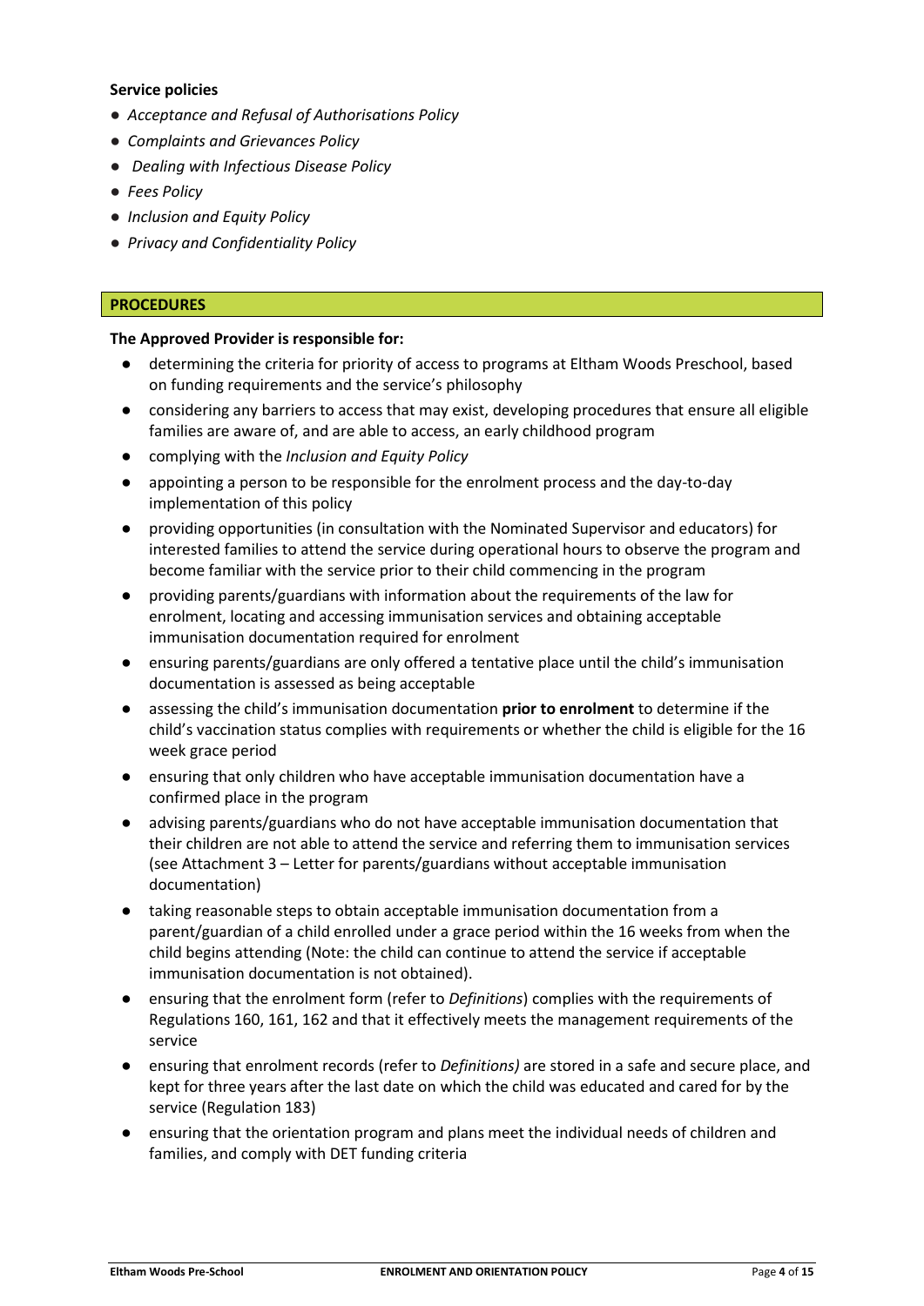**Service policies**

- *Acceptance and Refusal of Authorisations Policy*
- *Complaints and Grievances Policy*
- *Dealing with Infectious Disease Policy*
- *Fees Policy*
- *Inclusion and Equity Policy*
- *Privacy and Confidentiality Policy*

## PROCEDURES

**The Approved Provider is responsible for:**

- determining the criteria for priority of access to programs at Eltham Woods Preschool, based on funding requirements and the service's philosophy
- considering any barriers to access that may exist, developing procedures that ensure all eligible families are aware of, and are able to access, an early childhood program
- complying with the *Inclusion and Equity Policy*
- appointing a person to be responsible for the enrolment process and the day-to-day implementation of this policy
- providing opportunities (in consultation with the Nominated Supervisor and educators) for interested families to attend the service during operational hours to observe the program and become familiar with the service prior to their child commencing in the program
- providing parents/guardians with information about the requirements of the law for enrolment, locating and accessing immunisation services and obtaining acceptable immunisation documentation required for enrolment
- ensuring parents/guardians are only offered a tentative place until the child's immunisation documentation is assessed as being acceptable
- assessing the child's immunisation documentation **prior to enrolment** to determine if the child's vaccination status complies with requirements or whether the child is eligible for the 16 week grace period
- ensuring that only children who have acceptable immunisation documentation have a confirmed place in the program
- advising parents/guardians who do not have acceptable immunisation documentation that their children are not able to attend the service and referring them to immunisation services (see Attachment 3 – Letter for parents/guardians without acceptable immunisation documentation)
- taking reasonable steps to obtain acceptable immunisation documentation from a parent/guardian of a child enrolled under a grace period within the 16 weeks from when the child begins attending (Note: the child can continue to attend the service if acceptable immunisation documentation is not obtained).
- ensuring that the enrolment form (refer to *Definitions*) complies with the requirements of Regulations 160, 161, 162 and that it effectively meets the management requirements of the service
- ensuring that enrolment records (refer to *Definitions)* are stored in a safe and secure place, and kept for three years after the last date on which the child was educated and cared for by the service (Regulation 183)
- ensuring that the orientation program and plans meet the individual needs of children and families, and comply with DET funding criteria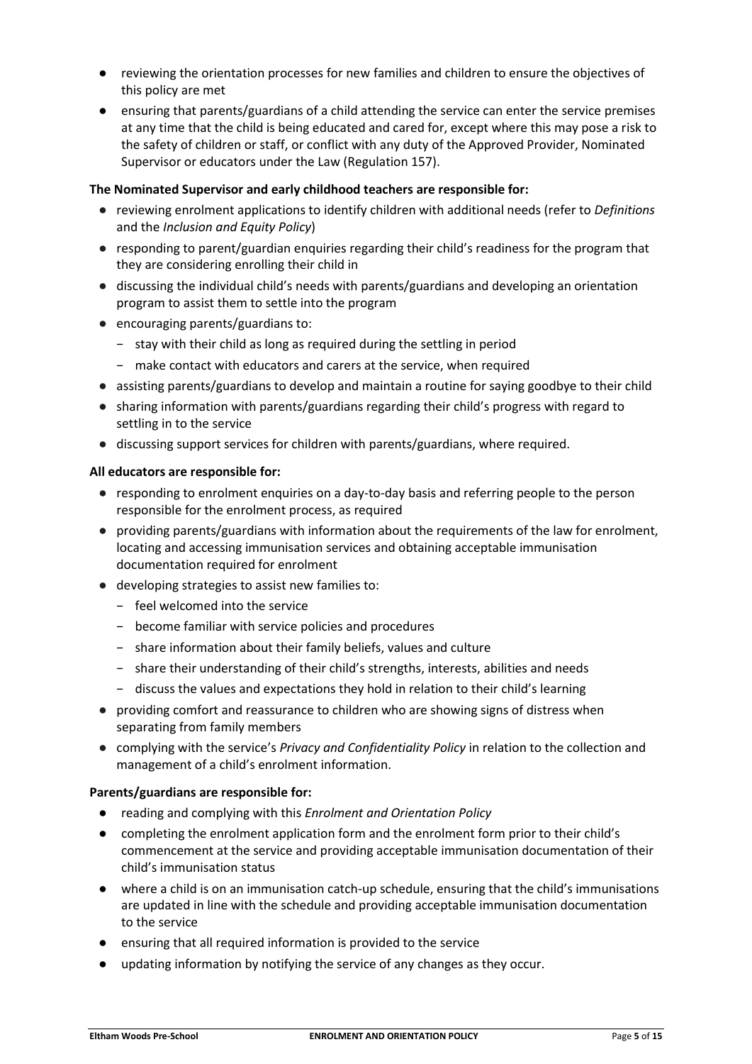- reviewing the orientation processes for new families and children to ensure the objectives of this policy are met
- ensuring that parents/guardians of a child attending the service can enter the service premises at any time that the child is being educated and cared for, except where this may pose a risk to the safety of children or staff, or conflict with any duty of the Approved Provider, Nominated Supervisor or educators under the Law (Regulation 157).

**The Nominated Supervisor and early childhood teachers are responsible for:**

- reviewing enrolment applications to identify children with additional needs (refer to *Definitions* and the *Inclusion and Equity Policy*)
- responding to parent/guardian enquiries regarding their child's readiness for the program that they are considering enrolling their child in
- discussing the individual child's needs with parents/guardians and developing an orientation program to assist them to settle into the program
- encouraging parents/guardians to:
  - stay with their child as long as required during the settling in period
  - make contact with educators and carers at the service, when required
- assisting parents/guardians to develop and maintain a routine for saying goodbye to their child
- sharing information with parents/guardians regarding their child's progress with regard to settling in to the service
- discussing support services for children with parents/guardians, where required.

**All educators are responsible for:**

- responding to enrolment enquiries on a day-to-day basis and referring people to the person responsible for the enrolment process, as required
- providing parents/guardians with information about the requirements of the law for enrolment, locating and accessing immunisation services and obtaining acceptable immunisation documentation required for enrolment
- developing strategies to assist new families to:
  - feel welcomed into the service
  - become familiar with service policies and procedures
  - share information about their family beliefs, values and culture
  - share their understanding of their child's strengths, interests, abilities and needs
  - discuss the values and expectations they hold in relation to their child's learning
- providing comfort and reassurance to children who are showing signs of distress when separating from family members
- complying with the service's *Privacy and Confidentiality Policy* in relation to the collection and management of a child's enrolment information.

**Parents/guardians are responsible for:**

- reading and complying with this *Enrolment and Orientation Policy*
- completing the enrolment application form and the enrolment form prior to their child's commencement at the service and providing acceptable immunisation documentation of their child's immunisation status
- where a child is on an immunisation catch-up schedule, ensuring that the child's immunisations are updated in line with the schedule and providing acceptable immunisation documentation to the service
- ensuring that all required information is provided to the service
- updating information by notifying the service of any changes as they occur.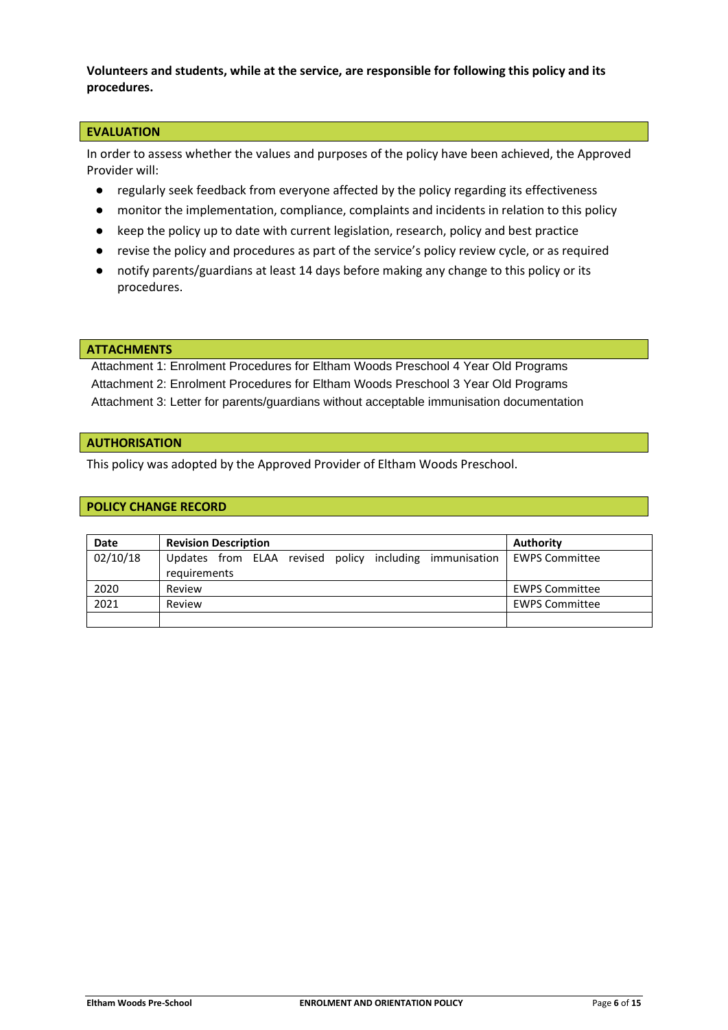**Volunteers and students, while at the service, are responsible for following this policy and its procedures.**

## EVALUATION

In order to assess whether the values and purposes of the policy have been achieved, the Approved Provider will:

- regularly seek feedback from everyone affected by the policy regarding its effectiveness
- monitor the implementation, compliance, complaints and incidents in relation to this policy
- keep the policy up to date with current legislation, research, policy and best practice
- revise the policy and procedures as part of the service's policy review cycle, or as required
- notify parents/guardians at least 14 days before making any change to this policy or its procedures.

## ATTACHMENTS

Attachment 1: Enrolment Procedures for Eltham Woods Preschool 4 Year Old Programs
Attachment 2: Enrolment Procedures for Eltham Woods Preschool 3 Year Old Programs
Attachment 3: Letter for parents/guardians without acceptable immunisation documentation

## AUTHORISATION

This policy was adopted by the Approved Provider of Eltham Woods Preschool.

## POLICY CHANGE RECORD

| Date | Revision Description | Authority |
|---|---|---|
| 02/10/18 | Updates from ELAA revised policy including immunisation requirements | EWPS Committee |
| 2020 | Review | EWPS Committee |
| 2021 | Review | EWPS Committee |
| | | |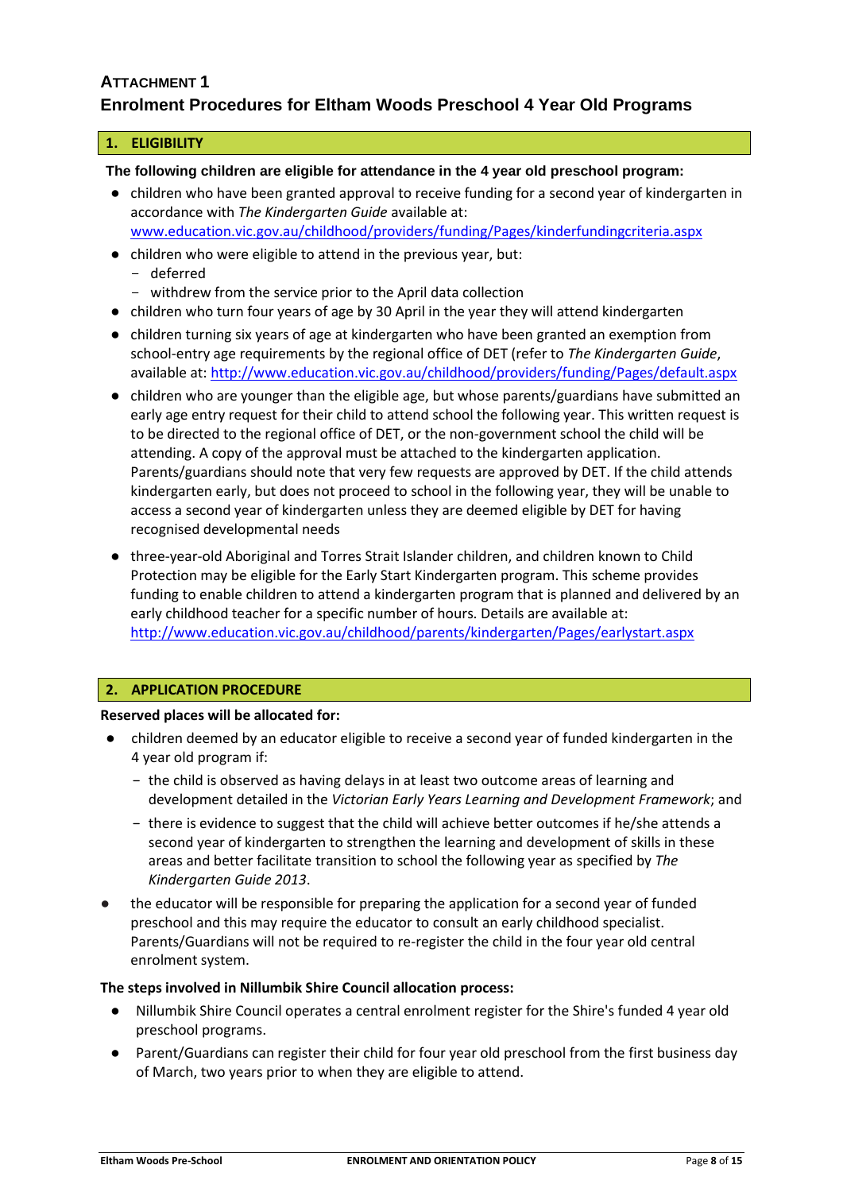## ATTACHMENT 1

## Enrolment Procedures for Eltham Woods Preschool 4 Year Old Programs

### 1. ELIGIBILITY

**The following children are eligible for attendance in the 4 year old preschool program:**

- children who have been granted approval to receive funding for a second year of kindergarten in accordance with *The Kindergarten Guide* available at: www.education.vic.gov.au/childhood/providers/funding/Pages/kinderfundingcriteria.aspx
- children who were eligible to attend in the previous year, but:
  - deferred
  - withdrew from the service prior to the April data collection
- children who turn four years of age by 30 April in the year they will attend kindergarten
- children turning six years of age at kindergarten who have been granted an exemption from school-entry age requirements by the regional office of DET (refer to *The Kindergarten Guide*, available at: http://www.education.vic.gov.au/childhood/providers/funding/Pages/default.aspx
- children who are younger than the eligible age, but whose parents/guardians have submitted an early age entry request for their child to attend school the following year. This written request is to be directed to the regional office of DET, or the non-government school the child will be attending. A copy of the approval must be attached to the kindergarten application. Parents/guardians should note that very few requests are approved by DET. If the child attends kindergarten early, but does not proceed to school in the following year, they will be unable to access a second year of kindergarten unless they are deemed eligible by DET for having recognised developmental needs
- three-year-old Aboriginal and Torres Strait Islander children, and children known to Child Protection may be eligible for the Early Start Kindergarten program. This scheme provides funding to enable children to attend a kindergarten program that is planned and delivered by an early childhood teacher for a specific number of hours. Details are available at: http://www.education.vic.gov.au/childhood/parents/kindergarten/Pages/earlystart.aspx

### 2. APPLICATION PROCEDURE

**Reserved places will be allocated for:**

- children deemed by an educator eligible to receive a second year of funded kindergarten in the 4 year old program if:
  - the child is observed as having delays in at least two outcome areas of learning and development detailed in the *Victorian Early Years Learning and Development Framework*; and
  - there is evidence to suggest that the child will achieve better outcomes if he/she attends a second year of kindergarten to strengthen the learning and development of skills in these areas and better facilitate transition to school the following year as specified by *The Kindergarten Guide 2013*.
- the educator will be responsible for preparing the application for a second year of funded preschool and this may require the educator to consult an early childhood specialist. Parents/Guardians will not be required to re-register the child in the four year old central enrolment system.

**The steps involved in Nillumbik Shire Council allocation process:**

- Nillumbik Shire Council operates a central enrolment register for the Shire's funded 4 year old preschool programs.
- Parent/Guardians can register their child for four year old preschool from the first business day of March, two years prior to when they are eligible to attend.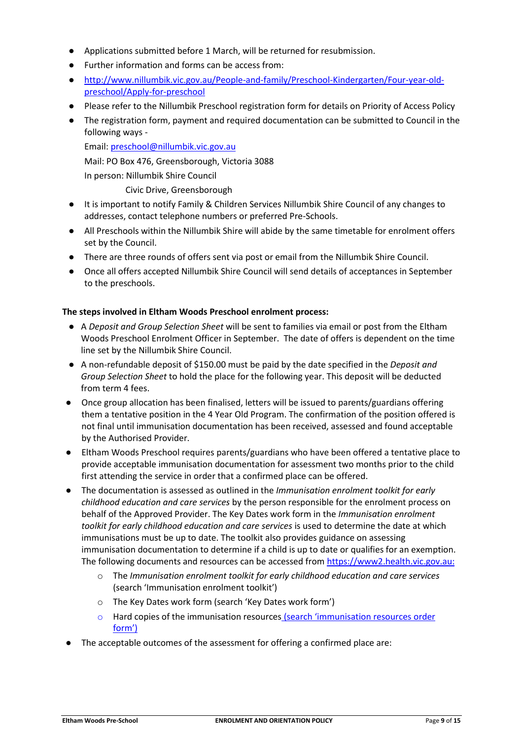- Applications submitted before 1 March, will be returned for resubmission.
- Further information and forms can be access from:
- [http://www.nillumbik.vic.gov.au/People-and-family/Preschool-Kindergarten/Four-year-old-preschool/Apply-for-preschool](http://www.nillumbik.vic.gov.au/People-and-family/Preschool-Kindergarten/Four-year-old-preschool/Apply-for-preschool)
- Please refer to the Nillumbik Preschool registration form for details on Priority of Access Policy
- The registration form, payment and required documentation can be submitted to Council in the following ways -

  Email: [preschool@nillumbik.vic.gov.au](mailto:preschool@nillumbik.vic.gov.au)

  Mail: PO Box 476, Greensborough, Victoria 3088

  In person: Nillumbik Shire Council

  Civic Drive, Greensborough
- It is important to notify Family & Children Services Nillumbik Shire Council of any changes to addresses, contact telephone numbers or preferred Pre-Schools.
- All Preschools within the Nillumbik Shire will abide by the same timetable for enrolment offers set by the Council.
- There are three rounds of offers sent via post or email from the Nillumbik Shire Council.
- Once all offers accepted Nillumbik Shire Council will send details of acceptances in September to the preschools.

**The steps involved in Eltham Woods Preschool enrolment process:**

- A *Deposit and Group Selection Sheet* will be sent to families via email or post from the Eltham Woods Preschool Enrolment Officer in September. The date of offers is dependent on the time line set by the Nillumbik Shire Council.
- A non-refundable deposit of $150.00 must be paid by the date specified in the *Deposit and Group Selection Sheet* to hold the place for the following year. This deposit will be deducted from term 4 fees.
- Once group allocation has been finalised, letters will be issued to parents/guardians offering them a tentative position in the 4 Year Old Program. The confirmation of the position offered is not final until immunisation documentation has been received, assessed and found acceptable by the Authorised Provider.
- Eltham Woods Preschool requires parents/guardians who have been offered a tentative place to provide acceptable immunisation documentation for assessment two months prior to the child first attending the service in order that a confirmed place can be offered.
- The documentation is assessed as outlined in the *Immunisation enrolment toolkit for early childhood education and care services* by the person responsible for the enrolment process on behalf of the Approved Provider. The Key Dates work form in the *Immunisation enrolment toolkit for early childhood education and care services* is used to determine the date at which immunisations must be up to date. The toolkit also provides guidance on assessing immunisation documentation to determine if a child is up to date or qualifies for an exemption. The following documents and resources can be accessed from [https://www2.health.vic.gov.au:](https://www2.health.vic.gov.au)
  - The *Immunisation enrolment toolkit for early childhood education and care services* (search 'Immunisation enrolment toolkit')
  - The Key Dates work form (search 'Key Dates work form')
  - Hard copies of the immunisation resources [(search 'immunisation resources order form')]()
- The acceptable outcomes of the assessment for offering a confirmed place are: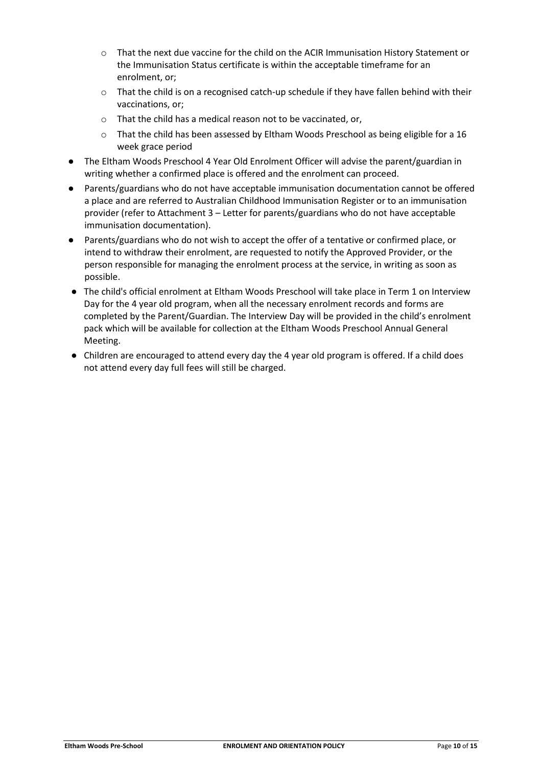- That the next due vaccine for the child on the ACIR Immunisation History Statement or the Immunisation Status certificate is within the acceptable timeframe for an enrolment, or;
  - That the child is on a recognised catch-up schedule if they have fallen behind with their vaccinations, or;
  - That the child has a medical reason not to be vaccinated, or,
  - That the child has been assessed by Eltham Woods Preschool as being eligible for a 16 week grace period
- The Eltham Woods Preschool 4 Year Old Enrolment Officer will advise the parent/guardian in writing whether a confirmed place is offered and the enrolment can proceed.
- Parents/guardians who do not have acceptable immunisation documentation cannot be offered a place and are referred to Australian Childhood Immunisation Register or to an immunisation provider (refer to Attachment 3 – Letter for parents/guardians who do not have acceptable immunisation documentation).
- Parents/guardians who do not wish to accept the offer of a tentative or confirmed place, or intend to withdraw their enrolment, are requested to notify the Approved Provider, or the person responsible for managing the enrolment process at the service, in writing as soon as possible.
- The child's official enrolment at Eltham Woods Preschool will take place in Term 1 on Interview Day for the 4 year old program, when all the necessary enrolment records and forms are completed by the Parent/Guardian. The Interview Day will be provided in the child's enrolment pack which will be available for collection at the Eltham Woods Preschool Annual General Meeting.
- Children are encouraged to attend every day the 4 year old program is offered. If a child does not attend every day full fees will still be charged.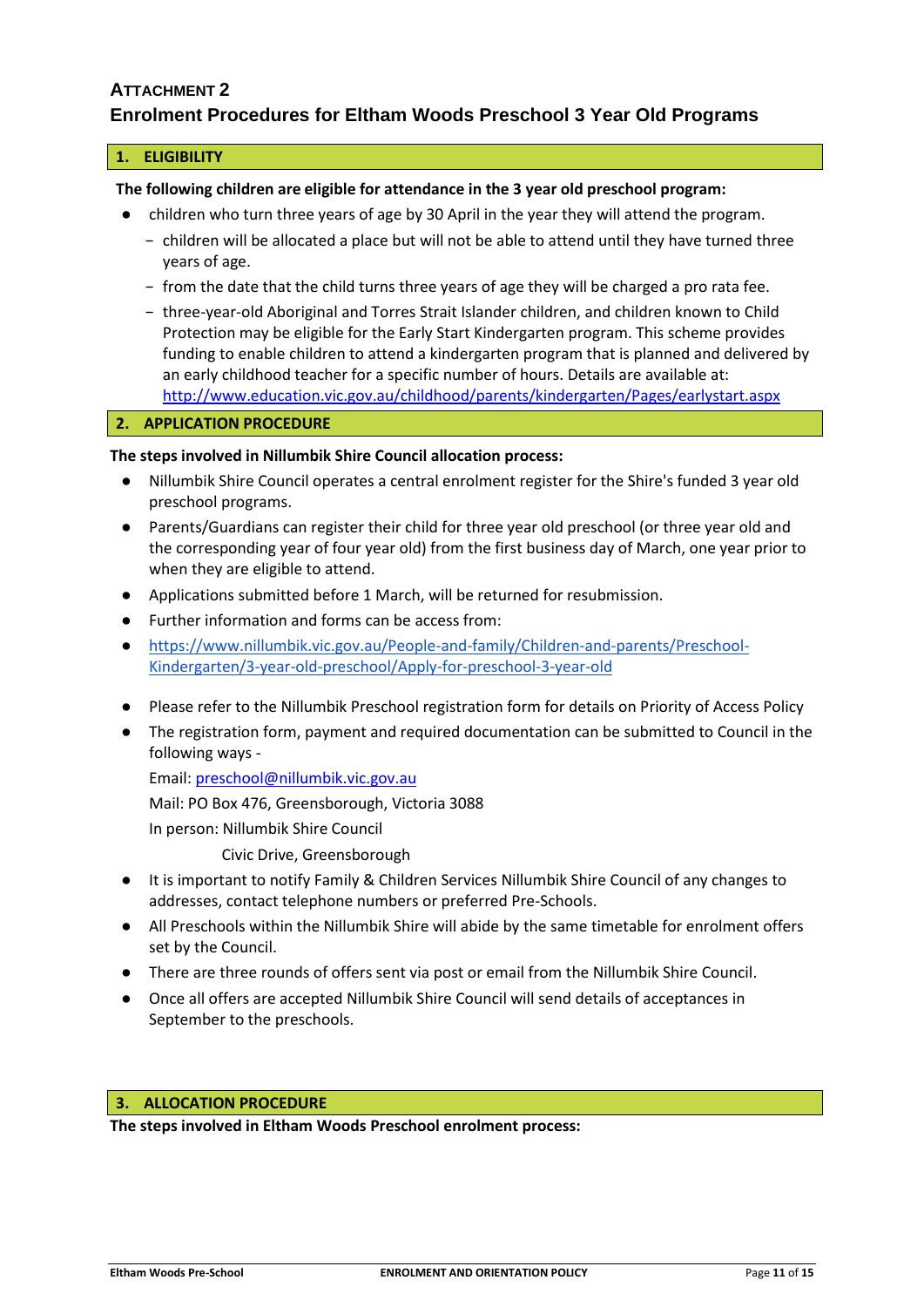## ATTACHMENT 2

## Enrolment Procedures for Eltham Woods Preschool 3 Year Old Programs

### 1. ELIGIBILITY

**The following children are eligible for attendance in the 3 year old preschool program:**

- children who turn three years of age by 30 April in the year they will attend the program.
  - children will be allocated a place but will not be able to attend until they have turned three years of age.
  - from the date that the child turns three years of age they will be charged a pro rata fee.
  - three-year-old Aboriginal and Torres Strait Islander children, and children known to Child Protection may be eligible for the Early Start Kindergarten program. This scheme provides funding to enable children to attend a kindergarten program that is planned and delivered by an early childhood teacher for a specific number of hours. Details are available at: [http://www.education.vic.gov.au/childhood/parents/kindergarten/Pages/earlystart.aspx](http://www.education.vic.gov.au/childhood/parents/kindergarten/Pages/earlystart.aspx)

### 2. APPLICATION PROCEDURE

**The steps involved in Nillumbik Shire Council allocation process:**

- Nillumbik Shire Council operates a central enrolment register for the Shire's funded 3 year old preschool programs.
- Parents/Guardians can register their child for three year old preschool (or three year old and the corresponding year of four year old) from the first business day of March, one year prior to when they are eligible to attend.
- Applications submitted before 1 March, will be returned for resubmission.
- Further information and forms can be access from:
- [https://www.nillumbik.vic.gov.au/People-and-family/Children-and-parents/Preschool-Kindergarten/3-year-old-preschool/Apply-for-preschool-3-year-old](https://www.nillumbik.vic.gov.au/People-and-family/Children-and-parents/Preschool-Kindergarten/3-year-old-preschool/Apply-for-preschool-3-year-old)
- Please refer to the Nillumbik Preschool registration form for details on Priority of Access Policy
- The registration form, payment and required documentation can be submitted to Council in the following ways -

  Email: [preschool@nillumbik.vic.gov.au](mailto:preschool@nillumbik.vic.gov.au)

  Mail: PO Box 476, Greensborough, Victoria 3088

  In person: Nillumbik Shire Council

  Civic Drive, Greensborough
- It is important to notify Family & Children Services Nillumbik Shire Council of any changes to addresses, contact telephone numbers or preferred Pre-Schools.
- All Preschools within the Nillumbik Shire will abide by the same timetable for enrolment offers set by the Council.
- There are three rounds of offers sent via post or email from the Nillumbik Shire Council.
- Once all offers are accepted Nillumbik Shire Council will send details of acceptances in September to the preschools.

### 3. ALLOCATION PROCEDURE

**The steps involved in Eltham Woods Preschool enrolment process:**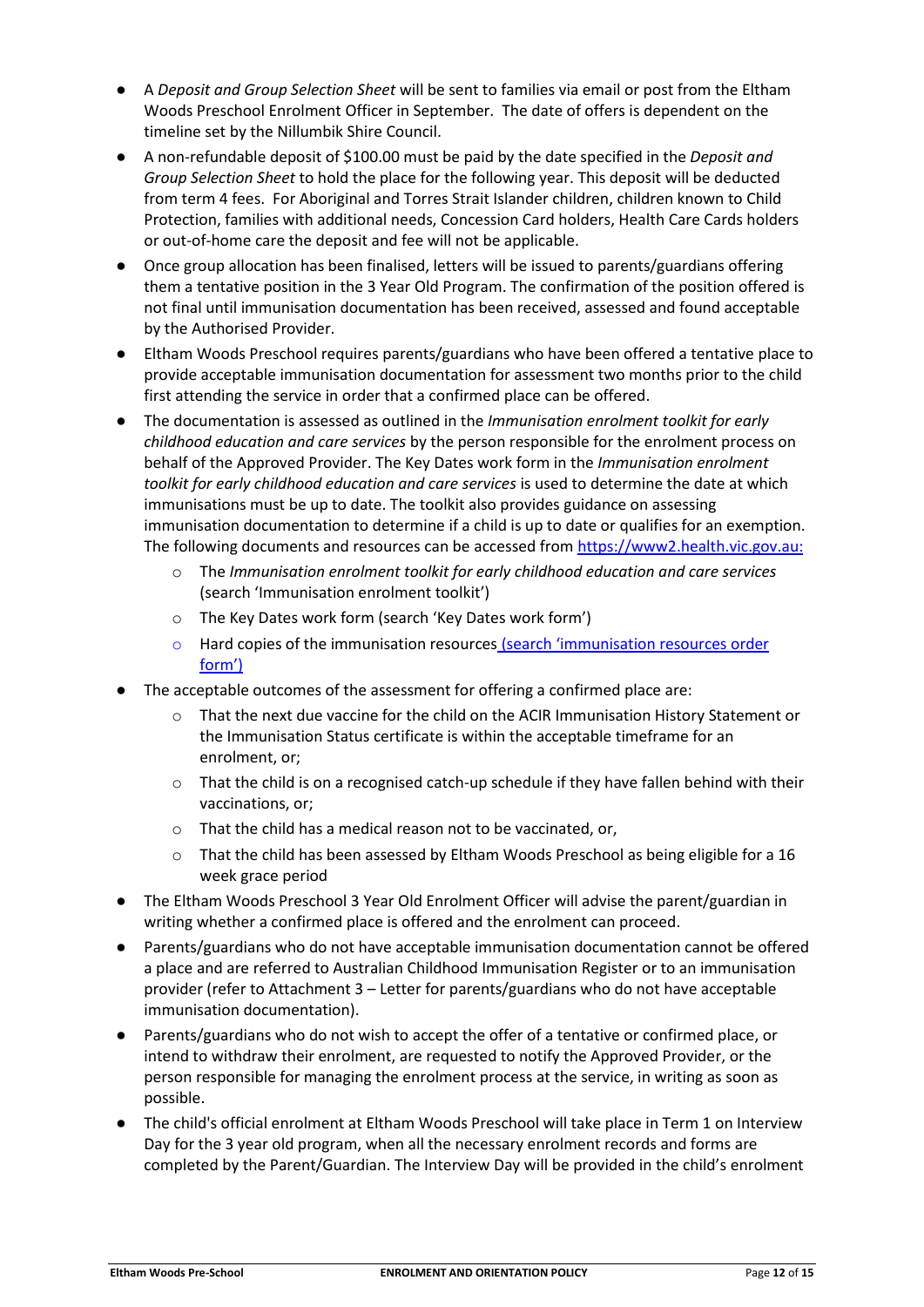- A *Deposit and Group Selection Sheet* will be sent to families via email or post from the Eltham Woods Preschool Enrolment Officer in September. The date of offers is dependent on the timeline set by the Nillumbik Shire Council.
- A non-refundable deposit of $100.00 must be paid by the date specified in the *Deposit and Group Selection Sheet* to hold the place for the following year. This deposit will be deducted from term 4 fees. For Aboriginal and Torres Strait Islander children, children known to Child Protection, families with additional needs, Concession Card holders, Health Care Cards holders or out-of-home care the deposit and fee will not be applicable.
- Once group allocation has been finalised, letters will be issued to parents/guardians offering them a tentative position in the 3 Year Old Program. The confirmation of the position offered is not final until immunisation documentation has been received, assessed and found acceptable by the Authorised Provider.
- Eltham Woods Preschool requires parents/guardians who have been offered a tentative place to provide acceptable immunisation documentation for assessment two months prior to the child first attending the service in order that a confirmed place can be offered.
- The documentation is assessed as outlined in the *Immunisation enrolment toolkit for early childhood education and care services* by the person responsible for the enrolment process on behalf of the Approved Provider. The Key Dates work form in the *Immunisation enrolment toolkit for early childhood education and care services* is used to determine the date at which immunisations must be up to date. The toolkit also provides guidance on assessing immunisation documentation to determine if a child is up to date or qualifies for an exemption. The following documents and resources can be accessed from [https://www2.health.vic.gov.au:](https://www2.health.vic.gov.au:)
  - The *Immunisation enrolment toolkit for early childhood education and care services* (search 'Immunisation enrolment toolkit')
  - The Key Dates work form (search 'Key Dates work form')
  - Hard copies of the immunisation resources (search 'immunisation resources order form')
- The acceptable outcomes of the assessment for offering a confirmed place are:
  - That the next due vaccine for the child on the ACIR Immunisation History Statement or the Immunisation Status certificate is within the acceptable timeframe for an enrolment, or;
  - That the child is on a recognised catch-up schedule if they have fallen behind with their vaccinations, or;
  - That the child has a medical reason not to be vaccinated, or,
  - That the child has been assessed by Eltham Woods Preschool as being eligible for a 16 week grace period
- The Eltham Woods Preschool 3 Year Old Enrolment Officer will advise the parent/guardian in writing whether a confirmed place is offered and the enrolment can proceed.
- Parents/guardians who do not have acceptable immunisation documentation cannot be offered a place and are referred to Australian Childhood Immunisation Register or to an immunisation provider (refer to Attachment 3 – Letter for parents/guardians who do not have acceptable immunisation documentation).
- Parents/guardians who do not wish to accept the offer of a tentative or confirmed place, or intend to withdraw their enrolment, are requested to notify the Approved Provider, or the person responsible for managing the enrolment process at the service, in writing as soon as possible.
- The child's official enrolment at Eltham Woods Preschool will take place in Term 1 on Interview Day for the 3 year old program, when all the necessary enrolment records and forms are completed by the Parent/Guardian. The Interview Day will be provided in the child's enrolment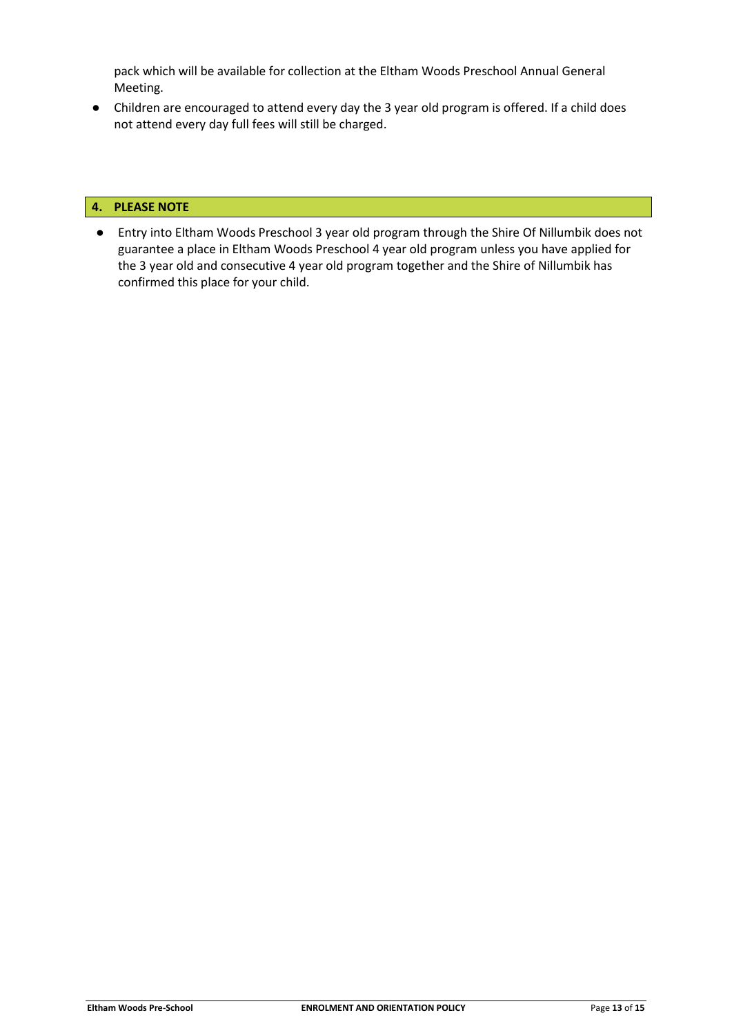pack which will be available for collection at the Eltham Woods Preschool Annual General Meeting.

- Children are encouraged to attend every day the 3 year old program is offered. If a child does not attend every day full fees will still be charged.

## 4. PLEASE NOTE

- Entry into Eltham Woods Preschool 3 year old program through the Shire Of Nillumbik does not guarantee a place in Eltham Woods Preschool 4 year old program unless you have applied for the 3 year old and consecutive 4 year old program together and the Shire of Nillumbik has confirmed this place for your child.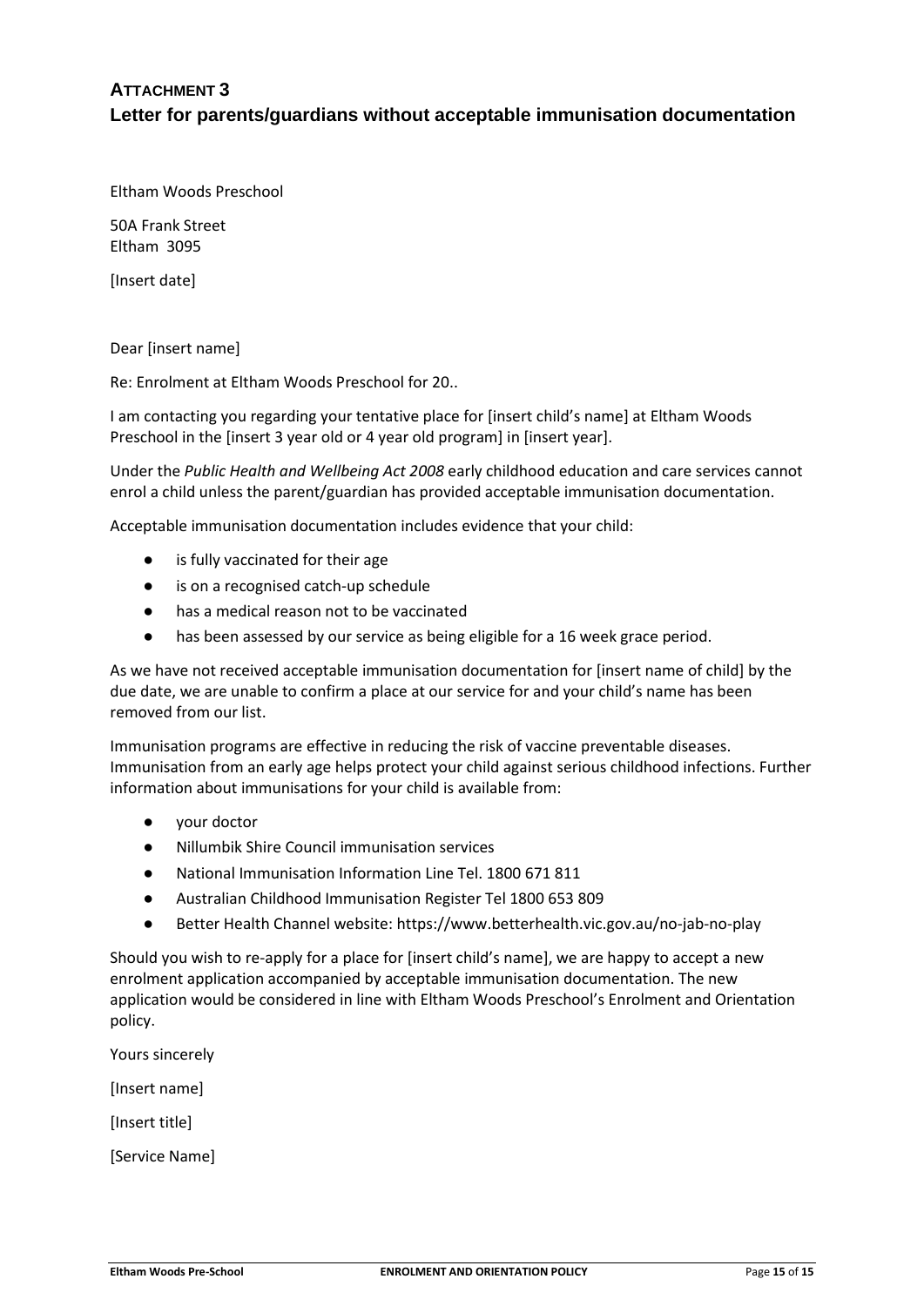## ATTACHMENT 3
## Letter for parents/guardians without acceptable immunisation documentation

Eltham Woods Preschool

50A Frank Street
Eltham 3095

[Insert date]

Dear [insert name]

Re: Enrolment at Eltham Woods Preschool for 20..

I am contacting you regarding your tentative place for [insert child's name] at Eltham Woods Preschool in the [insert 3 year old or 4 year old program] in [insert year].

Under the *Public Health and Wellbeing Act 2008* early childhood education and care services cannot enrol a child unless the parent/guardian has provided acceptable immunisation documentation.

Acceptable immunisation documentation includes evidence that your child:

- is fully vaccinated for their age
- is on a recognised catch-up schedule
- has a medical reason not to be vaccinated
- has been assessed by our service as being eligible for a 16 week grace period.

As we have not received acceptable immunisation documentation for [insert name of child] by the due date, we are unable to confirm a place at our service for and your child's name has been removed from our list.

Immunisation programs are effective in reducing the risk of vaccine preventable diseases. Immunisation from an early age helps protect your child against serious childhood infections. Further information about immunisations for your child is available from:

- your doctor
- Nillumbik Shire Council immunisation services
- National Immunisation Information Line Tel. 1800 671 811
- Australian Childhood Immunisation Register Tel 1800 653 809
- Better Health Channel website: https://www.betterhealth.vic.gov.au/no-jab-no-play

Should you wish to re-apply for a place for [insert child's name], we are happy to accept a new enrolment application accompanied by acceptable immunisation documentation. The new application would be considered in line with Eltham Woods Preschool's Enrolment and Orientation policy.

Yours sincerely

[Insert name]

[Insert title]

[Service Name]